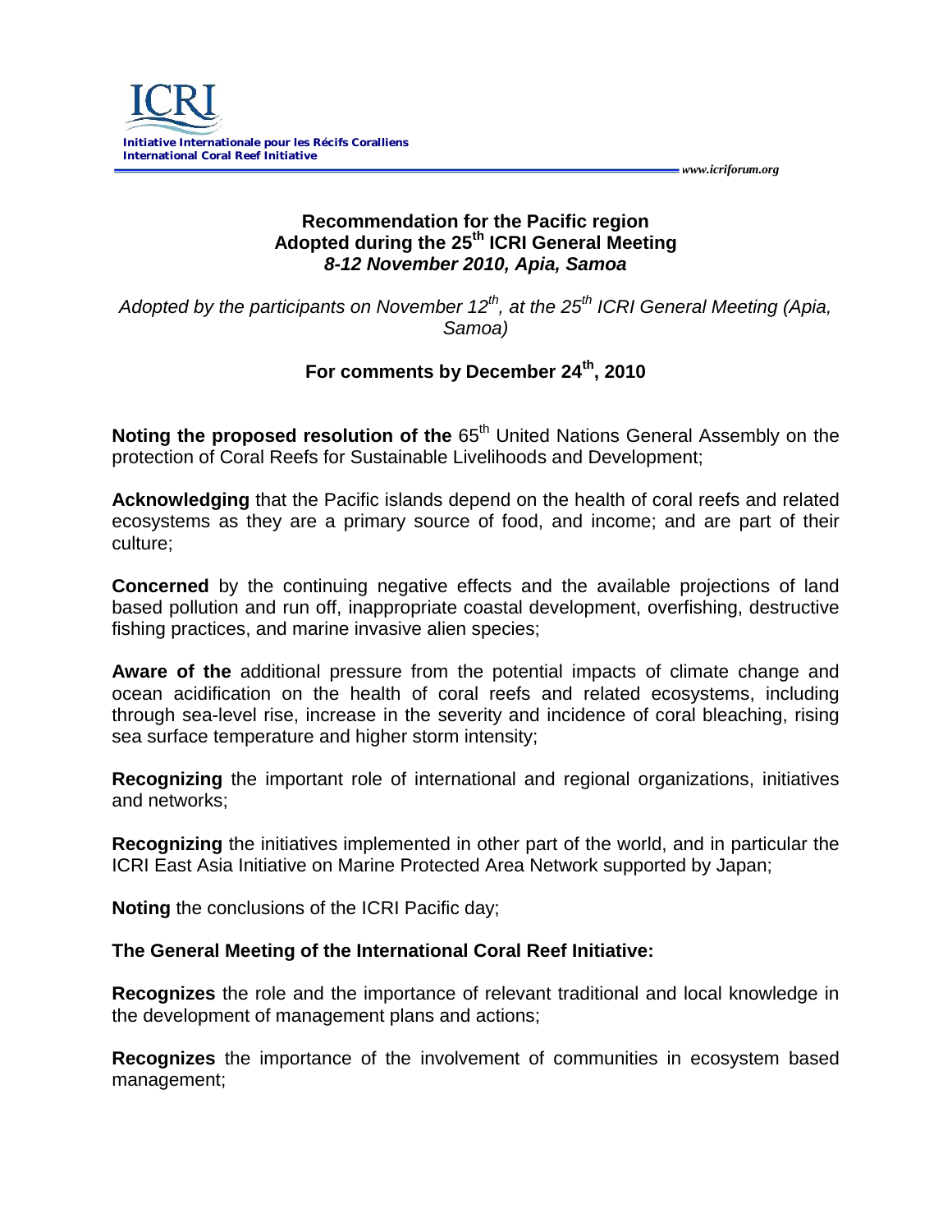ICRI

Initiative Internationale pour les Récifs Coralliens
International Coral Reef Initiative

*www.icriforum.org*

## Recommendation for the Pacific region
## Adopted during the 25th ICRI General Meeting
## *8-12 November 2010, Apia, Samoa*

*Adopted by the participants on November 12th, at the 25th ICRI General Meeting (Apia, Samoa)*

**For comments by December 24th, 2010**

**Noting the proposed resolution of the** 65th United Nations General Assembly on the protection of Coral Reefs for Sustainable Livelihoods and Development;

**Acknowledging** that the Pacific islands depend on the health of coral reefs and related ecosystems as they are a primary source of food, and income; and are part of their culture;

**Concerned** by the continuing negative effects and the available projections of land based pollution and run off, inappropriate coastal development, overfishing, destructive fishing practices, and marine invasive alien species;

**Aware of the** additional pressure from the potential impacts of climate change and ocean acidification on the health of coral reefs and related ecosystems, including through sea-level rise, increase in the severity and incidence of coral bleaching, rising sea surface temperature and higher storm intensity;

**Recognizing** the important role of international and regional organizations, initiatives and networks;

**Recognizing** the initiatives implemented in other part of the world, and in particular the ICRI East Asia Initiative on Marine Protected Area Network supported by Japan;

**Noting** the conclusions of the ICRI Pacific day;

**The General Meeting of the International Coral Reef Initiative:**

**Recognizes** the role and the importance of relevant traditional and local knowledge in the development of management plans and actions;

**Recognizes** the importance of the involvement of communities in ecosystem based management;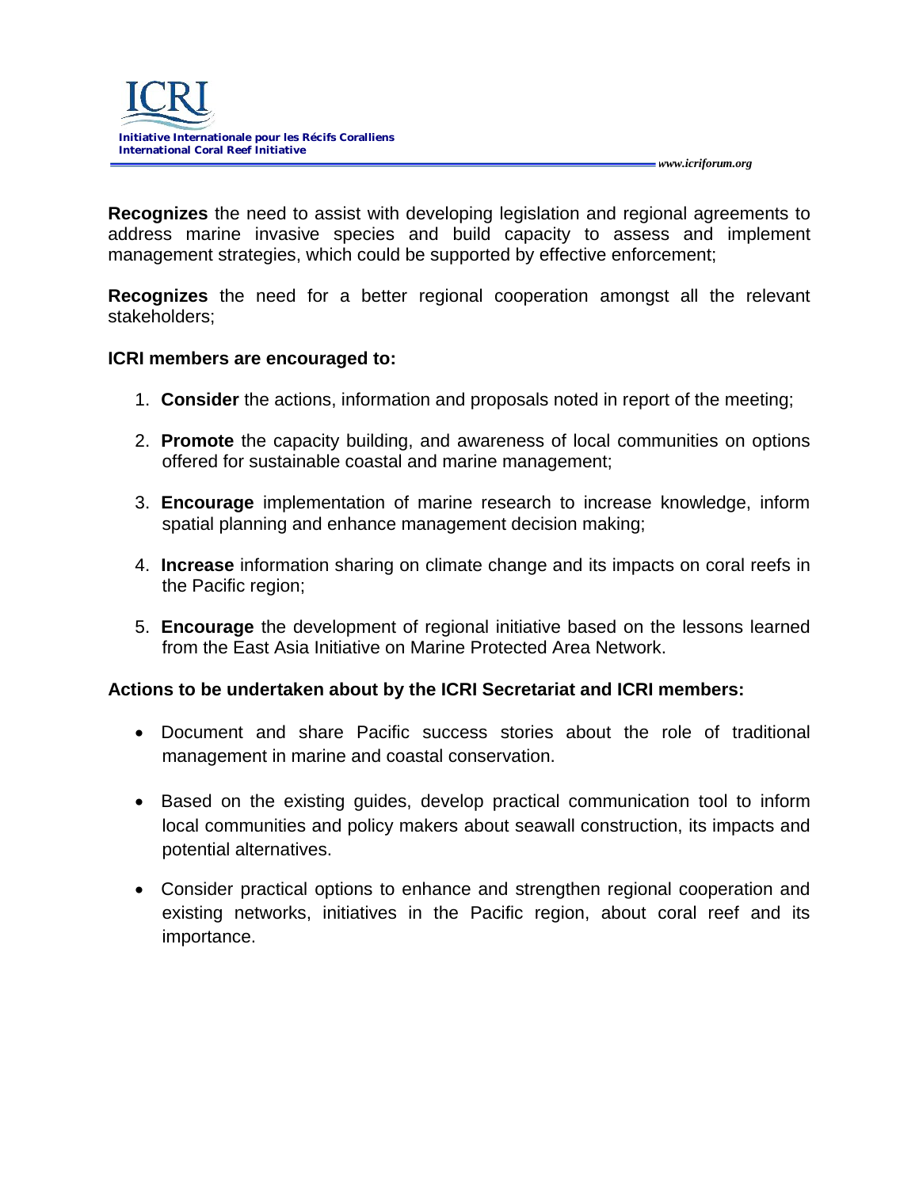**Recognizes** the need to assist with developing legislation and regional agreements to address marine invasive species and build capacity to assess and implement management strategies, which could be supported by effective enforcement;

**Recognizes** the need for a better regional cooperation amongst all the relevant stakeholders;

**ICRI members are encouraged to:**

1. **Consider** the actions, information and proposals noted in report of the meeting;

2. **Promote** the capacity building, and awareness of local communities on options offered for sustainable coastal and marine management;

3. **Encourage** implementation of marine research to increase knowledge, inform spatial planning and enhance management decision making;

4. **Increase** information sharing on climate change and its impacts on coral reefs in the Pacific region;

5. **Encourage** the development of regional initiative based on the lessons learned from the East Asia Initiative on Marine Protected Area Network.

**Actions to be undertaken about by the ICRI Secretariat and ICRI members:**

- Document and share Pacific success stories about the role of traditional management in marine and coastal conservation.

- Based on the existing guides, develop practical communication tool to inform local communities and policy makers about seawall construction, its impacts and potential alternatives.

- Consider practical options to enhance and strengthen regional cooperation and existing networks, initiatives in the Pacific region, about coral reef and its importance.